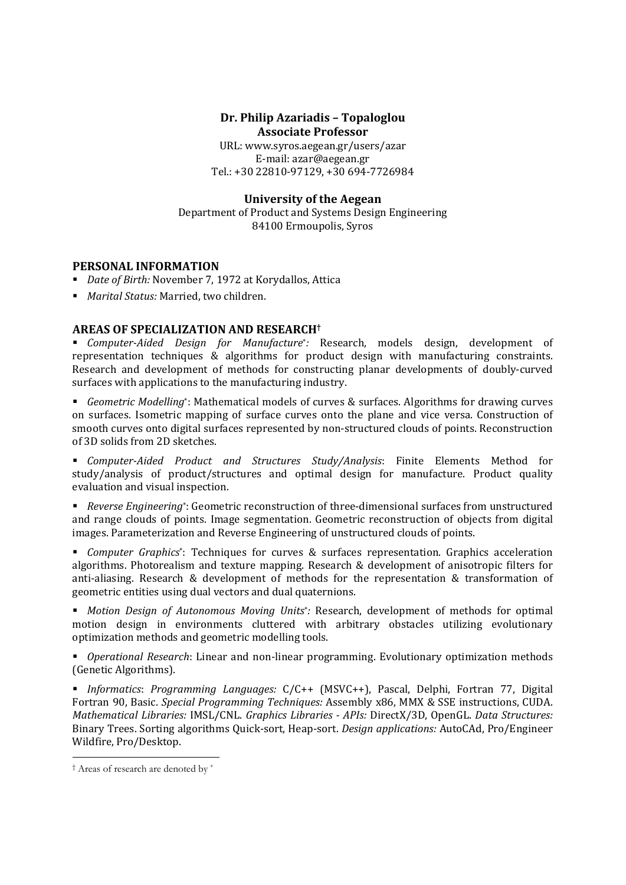**Dr. Philip Azariadis – Topaloglou**
**Associate Professor**
URL: www.syros.aegean.gr/users/azar
E-mail: azar@aegean.gr
Tel.: +30 22810-97129, +30 694-7726984

**University of the Aegean**
Department of Product and Systems Design Engineering
84100 Ermoupolis, Syros

## PERSONAL INFORMATION

- *Date of Birth:* November 7, 1972 at Korydallos, Attica
- *Marital Status:* Married, two children.

## AREAS OF SPECIALIZATION AND RESEARCH†

- *Computer-Aided Design for Manufacture*\*: Research, models design, development of representation techniques & algorithms for product design with manufacturing constraints. Research and development of methods for constructing planar developments of doubly-curved surfaces with applications to the manufacturing industry.

- *Geometric Modelling*\*: Mathematical models of curves & surfaces. Algorithms for drawing curves on surfaces. Isometric mapping of surface curves onto the plane and vice versa. Construction of smooth curves onto digital surfaces represented by non-structured clouds of points. Reconstruction of 3D solids from 2D sketches.

- *Computer-Aided Product and Structures Study/Analysis*: Finite Elements Method for study/analysis of product/structures and optimal design for manufacture. Product quality evaluation and visual inspection.

- *Reverse Engineering*\*: Geometric reconstruction of three-dimensional surfaces from unstructured and range clouds of points. Image segmentation. Geometric reconstruction of objects from digital images. Parameterization and Reverse Engineering of unstructured clouds of points.

- *Computer Graphics*\*: Techniques for curves & surfaces representation. Graphics acceleration algorithms. Photorealism and texture mapping. Research & development of anisotropic filters for anti-aliasing. Research & development of methods for the representation & transformation of geometric entities using dual vectors and dual quaternions.

- *Motion Design of Autonomous Moving Units*\*: Research, development of methods for optimal motion design in environments cluttered with arbitrary obstacles utilizing evolutionary optimization methods and geometric modelling tools.

- *Operational Research*: Linear and non-linear programming. Evolutionary optimization methods (Genetic Algorithms).

- *Informatics*: *Programming Languages:* C/C++ (MSVC++), Pascal, Delphi, Fortran 77, Digital Fortran 90, Basic. *Special Programming Techniques:* Assembly x86, MMX & SSE instructions, CUDA. *Mathematical Libraries:* IMSL/CNL. *Graphics Libraries - APIs:* DirectX/3D, OpenGL. *Data Structures:* Binary Trees. Sorting algorithms Quick-sort, Heap-sort. *Design applications:* AutoCAd, Pro/Engineer Wildfire, Pro/Desktop.

---

† Areas of research are denoted by \*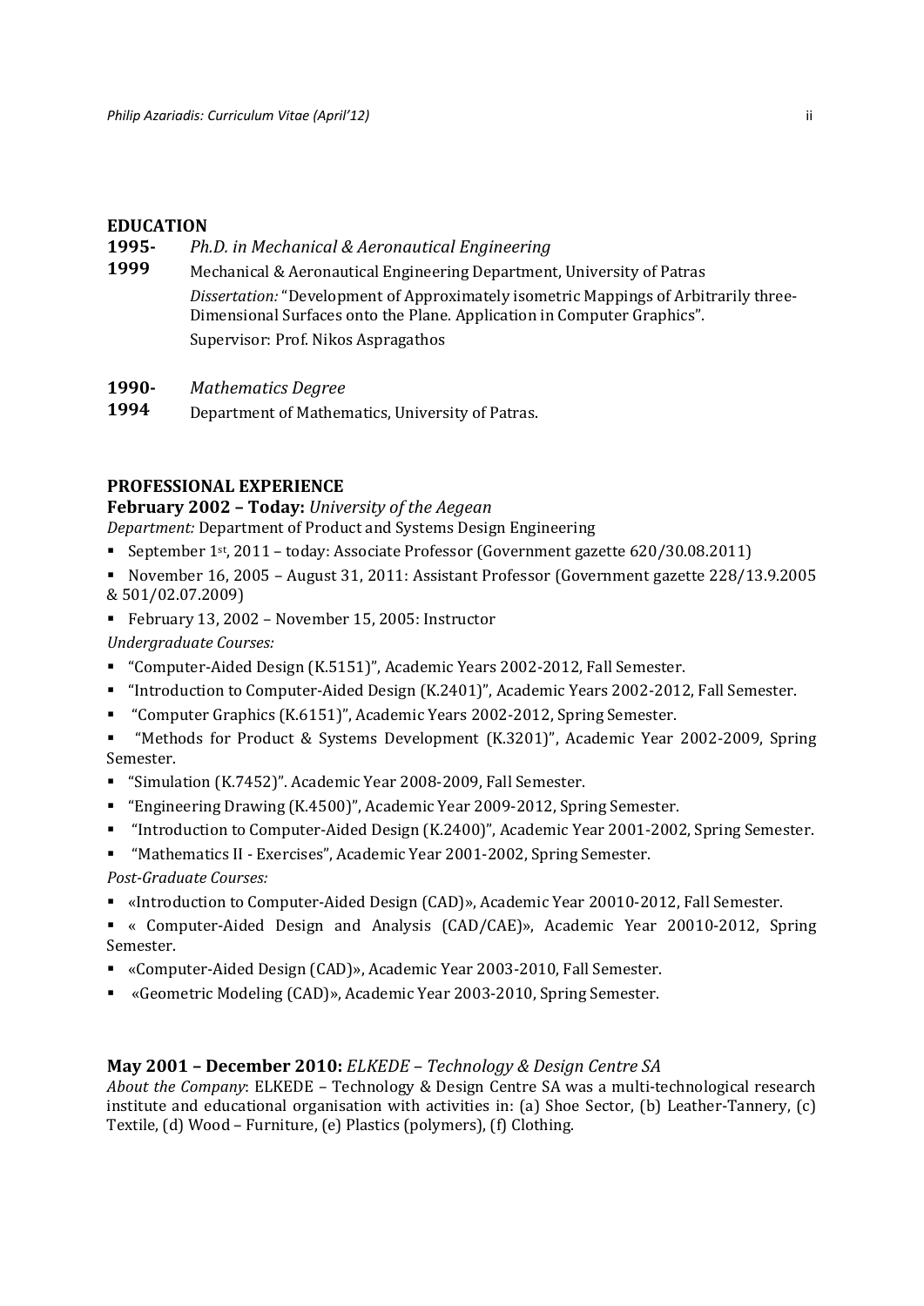## EDUCATION

**1995-1999** *Ph.D. in Mechanical & Aeronautical Engineering*
Mechanical & Aeronautical Engineering Department, University of Patras
*Dissertation:* "Development of Approximately isometric Mappings of Arbitrarily three-Dimensional Surfaces onto the Plane. Application in Computer Graphics".
Supervisor: Prof. Nikos Aspragathos

**1990-1994** *Mathematics Degree*
Department of Mathematics, University of Patras.

## PROFESSIONAL EXPERIENCE

### February 2002 – Today: *University of the Aegean*

*Department:* Department of Product and Systems Design Engineering

- September 1st, 2011 – today: Associate Professor (Government gazette 620/30.08.2011)
- November 16, 2005 – August 31, 2011: Assistant Professor (Government gazette 228/13.9.2005 & 501/02.07.2009)
- February 13, 2002 – November 15, 2005: Instructor

*Undergraduate Courses:*

- "Computer-Aided Design (K.5151)", Academic Years 2002-2012, Fall Semester.
- "Introduction to Computer-Aided Design (K.2401)", Academic Years 2002-2012, Fall Semester.
- "Computer Graphics (K.6151)", Academic Years 2002-2012, Spring Semester.
- "Methods for Product & Systems Development (K.3201)", Academic Year 2002-2009, Spring Semester.
- "Simulation (K.7452)". Academic Year 2008-2009, Fall Semester.
- "Engineering Drawing (K.4500)", Academic Year 2009-2012, Spring Semester.
- "Introduction to Computer-Aided Design (K.2400)", Academic Year 2001-2002, Spring Semester.
- "Mathematics II - Exercises", Academic Year 2001-2002, Spring Semester.

*Post-Graduate Courses:*

- «Introduction to Computer-Aided Design (CAD)», Academic Year 20010-2012, Fall Semester.
- « Computer-Aided Design and Analysis (CAD/CAE)», Academic Year 20010-2012, Spring Semester.
- «Computer-Aided Design (CAD)», Academic Year 2003-2010, Fall Semester.
- «Geometric Modeling (CAD)», Academic Year 2003-2010, Spring Semester.

### May 2001 – December 2010: *ELKEDE – Technology & Design Centre SA*

*About the Company*: ELKEDE – Technology & Design Centre SA was a multi-technological research institute and educational organisation with activities in: (a) Shoe Sector, (b) Leather-Tannery, (c) Textile, (d) Wood – Furniture, (e) Plastics (polymers), (f) Clothing.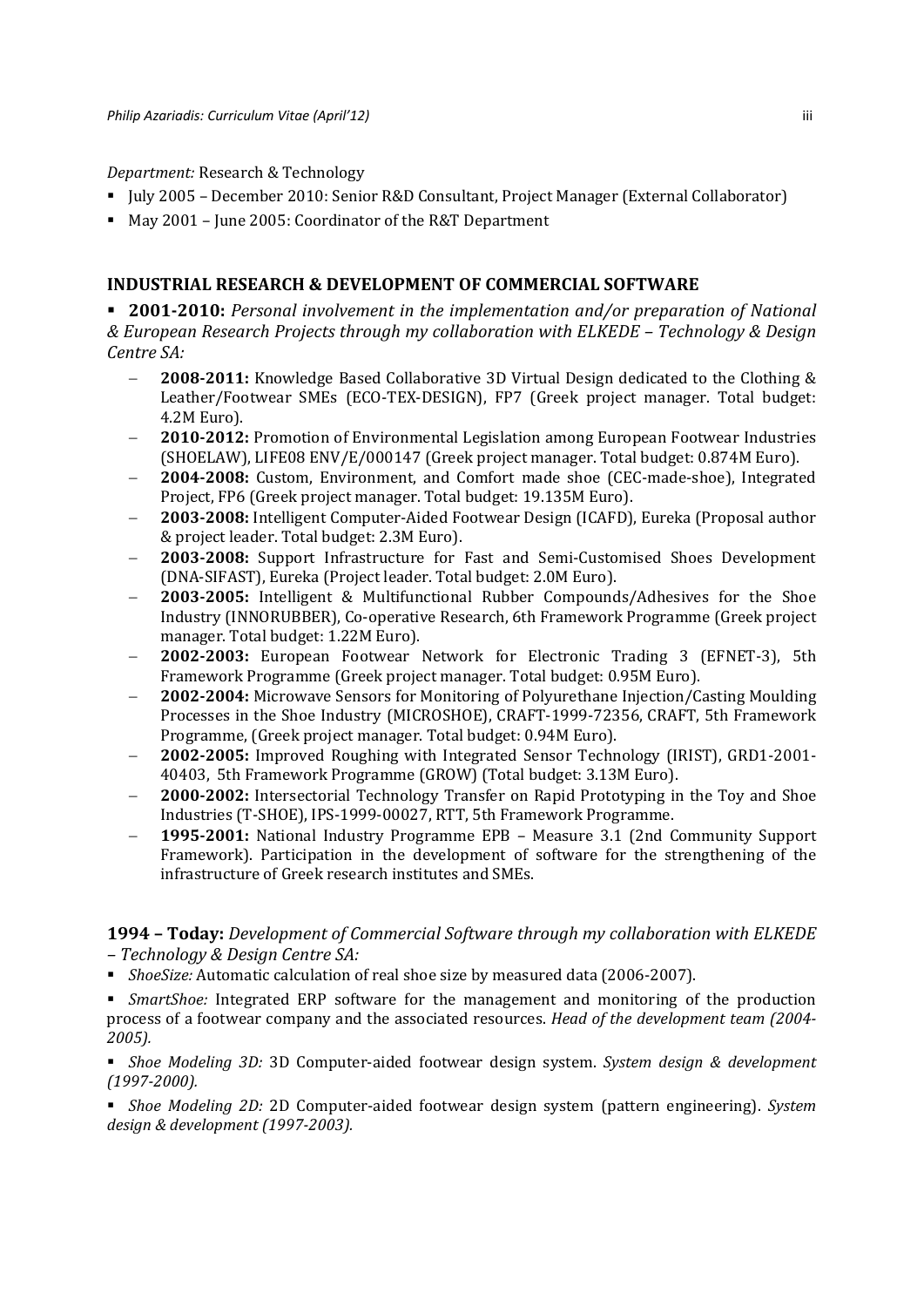*Department:* Research & Technology

- July 2005 – December 2010: Senior R&D Consultant, Project Manager (External Collaborator)
- May 2001 – June 2005: Coordinator of the R&T Department

## INDUSTRIAL RESEARCH & DEVELOPMENT OF COMMERCIAL SOFTWARE

- **2001-2010:** *Personal involvement in the implementation and/or preparation of National & European Research Projects through my collaboration with ELKEDE – Technology & Design Centre SA:*
  - **2008-2011:** Knowledge Based Collaborative 3D Virtual Design dedicated to the Clothing & Leather/Footwear SMEs (ECO-TEX-DESIGN), FP7 (Greek project manager. Total budget: 4.2M Euro).
  - **2010-2012:** Promotion of Environmental Legislation among European Footwear Industries (SHOELAW), LIFE08 ENV/E/000147 (Greek project manager. Total budget: 0.874M Euro).
  - **2004-2008:** Custom, Environment, and Comfort made shoe (CEC-made-shoe), Integrated Project, FP6 (Greek project manager. Total budget: 19.135M Euro).
  - **2003-2008:** Intelligent Computer-Aided Footwear Design (ICAFD), Eureka (Proposal author & project leader. Total budget: 2.3M Euro).
  - **2003-2008:** Support Infrastructure for Fast and Semi-Customised Shoes Development (DNA-SIFAST), Eureka (Project leader. Total budget: 2.0M Euro).
  - **2003-2005:** Intelligent & Multifunctional Rubber Compounds/Adhesives for the Shoe Industry (INNORUBBER), Co-operative Research, 6th Framework Programme (Greek project manager. Total budget: 1.22M Euro).
  - **2002-2003:** European Footwear Network for Electronic Trading 3 (EFNET-3), 5th Framework Programme (Greek project manager. Total budget: 0.95M Euro).
  - **2002-2004:** Microwave Sensors for Monitoring of Polyurethane Injection/Casting Moulding Processes in the Shoe Industry (MICROSHOE), CRAFT-1999-72356, CRAFT, 5th Framework Programme, (Greek project manager. Total budget: 0.94M Euro).
  - **2002-2005:** Improved Roughing with Integrated Sensor Technology (IRIST), GRD1-2001-40403, 5th Framework Programme (GROW) (Total budget: 3.13M Euro).
  - **2000-2002:** Intersectorial Technology Transfer on Rapid Prototyping in the Toy and Shoe Industries (T-SHOE), IPS-1999-00027, RTT, 5th Framework Programme.
  - **1995-2001:** National Industry Programme EPB – Measure 3.1 (2nd Community Support Framework). Participation in the development of software for the strengthening of the infrastructure of Greek research institutes and SMEs.

**1994 – Today:** *Development of Commercial Software through my collaboration with ELKEDE – Technology & Design Centre SA:*

- *ShoeSize:* Automatic calculation of real shoe size by measured data (2006-2007).
- *SmartShoe:* Integrated ERP software for the management and monitoring of the production process of a footwear company and the associated resources. *Head of the development team (2004-2005).*
- *Shoe Modeling 3D:* 3D Computer-aided footwear design system. *System design & development (1997-2000).*
- *Shoe Modeling 2D:* 2D Computer-aided footwear design system (pattern engineering). *System design & development (1997-2003).*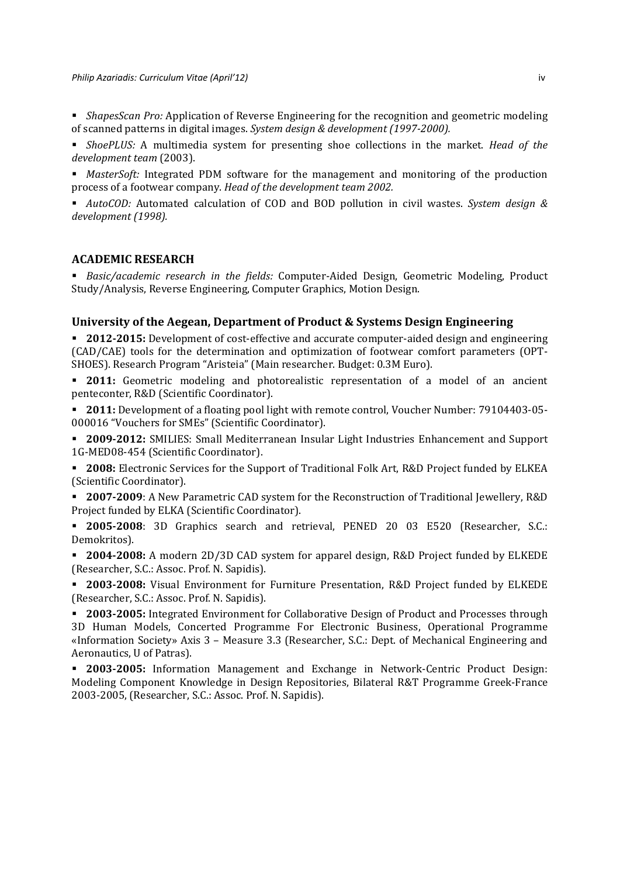- *ShapesScan Pro:* Application of Reverse Engineering for the recognition and geometric modeling of scanned patterns in digital images. *System design & development (1997-2000).*
- *ShoePLUS:* A multimedia system for presenting shoe collections in the market. *Head of the development team* (2003).
- *MasterSoft:* Integrated PDM software for the management and monitoring of the production process of a footwear company. *Head of the development team 2002.*
- *AutoCOD:* Automated calculation of COD and BOD pollution in civil wastes. *System design & development (1998).*

## ACADEMIC RESEARCH

- *Basic/academic research in the fields:* Computer-Aided Design, Geometric Modeling, Product Study/Analysis, Reverse Engineering, Computer Graphics, Motion Design.

### University of the Aegean, Department of Product & Systems Design Engineering

- **2012-2015:** Development of cost-effective and accurate computer-aided design and engineering (CAD/CAE) tools for the determination and optimization of footwear comfort parameters (OPT-SHOES). Research Program "Aristeia" (Main researcher. Budget: 0.3M Euro).
- **2011:** Geometric modeling and photorealistic representation of a model of an ancient penteconter, R&D (Scientific Coordinator).
- **2011:** Development of a floating pool light with remote control, Voucher Number: 79104403-05-000016 "Vouchers for SMEs" (Scientific Coordinator).
- **2009-2012:** SMILIES: Small Mediterranean Insular Light Industries Enhancement and Support 1G-MED08-454 (Scientific Coordinator).
- **2008:** Electronic Services for the Support of Traditional Folk Art, R&D Project funded by ELKEA (Scientific Coordinator).
- **2007-2009**: A New Parametric CAD system for the Reconstruction of Traditional Jewellery, R&D Project funded by ELKA (Scientific Coordinator).
- **2005-2008**: 3D Graphics search and retrieval, PENED 20 03 E520 (Researcher, S.C.: Demokritos).
- **2004-2008:** A modern 2D/3D CAD system for apparel design, R&D Project funded by ELKEDE (Researcher, S.C.: Assoc. Prof. N. Sapidis).
- **2003-2008:** Visual Environment for Furniture Presentation, R&D Project funded by ELKEDE (Researcher, S.C.: Assoc. Prof. N. Sapidis).
- **2003-2005:** Integrated Environment for Collaborative Design of Product and Processes through 3D Human Models, Concerted Programme For Electronic Business, Operational Programme «Information Society» Axis 3 – Measure 3.3 (Researcher, S.C.: Dept. of Mechanical Engineering and Aeronautics, U of Patras).
- **2003-2005:** Information Management and Exchange in Network-Centric Product Design: Modeling Component Knowledge in Design Repositories, Bilateral R&T Programme Greek-France 2003-2005, (Researcher, S.C.: Assoc. Prof. N. Sapidis).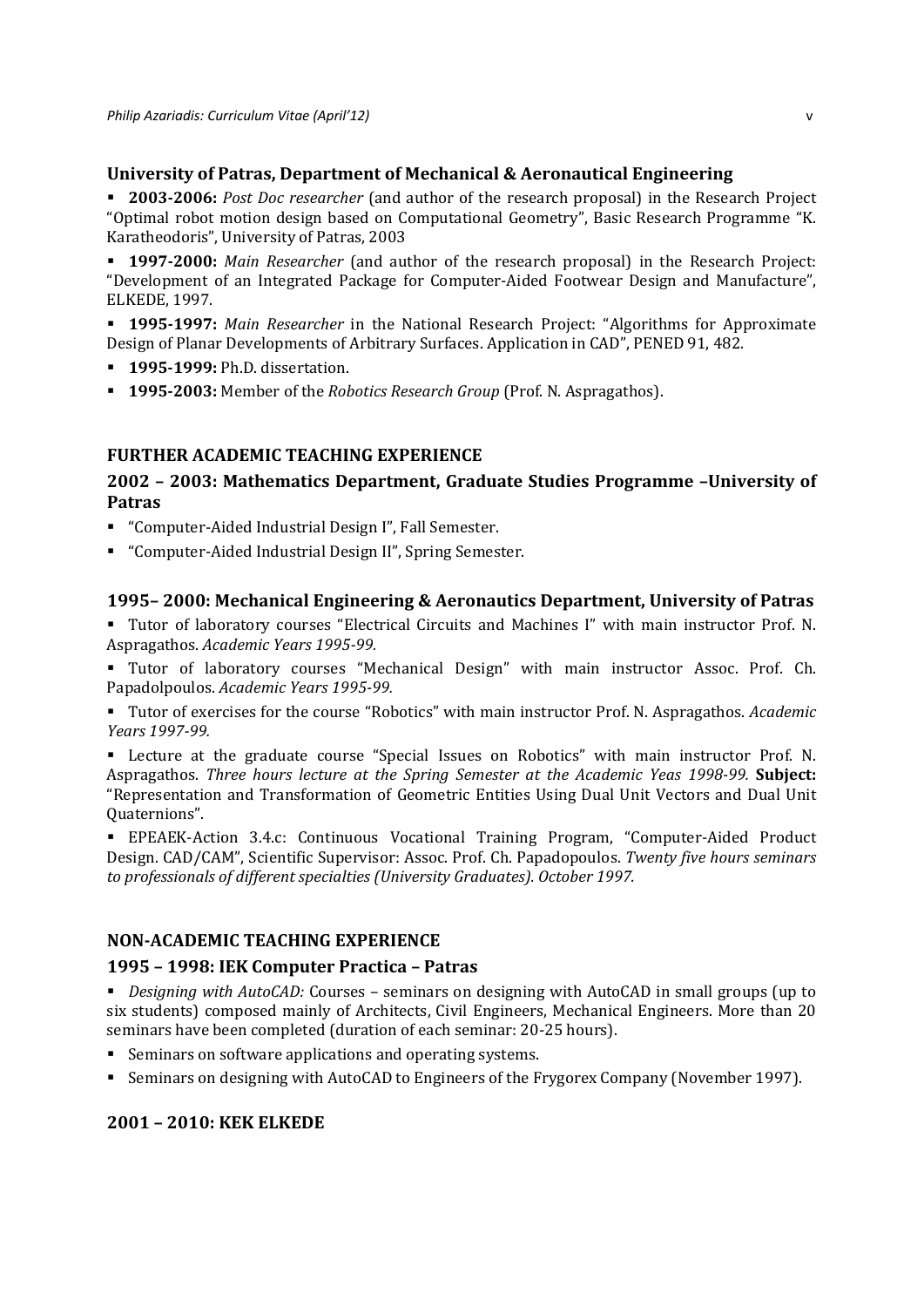### University of Patras, Department of Mechanical & Aeronautical Engineering

- **2003-2006:** *Post Doc researcher* (and author of the research proposal) in the Research Project "Optimal robot motion design based on Computational Geometry", Basic Research Programme "K. Karatheodoris", University of Patras, 2003
- **1997-2000:** *Main Researcher* (and author of the research proposal) in the Research Project: "Development of an Integrated Package for Computer-Aided Footwear Design and Manufacture", ELKEDE, 1997.
- **1995-1997:** *Main Researcher* in the National Research Project: "Algorithms for Approximate Design of Planar Developments of Arbitrary Surfaces. Application in CAD", PENED 91, 482.
- **1995-1999:** Ph.D. dissertation.
- **1995-2003:** Member of the *Robotics Research Group* (Prof. N. Aspragathos).

## FURTHER ACADEMIC TEACHING EXPERIENCE

### 2002 – 2003: Mathematics Department, Graduate Studies Programme –University of Patras

- "Computer-Aided Industrial Design I", Fall Semester.
- "Computer-Aided Industrial Design II", Spring Semester.

### 1995– 2000: Mechanical Engineering & Aeronautics Department, University of Patras

- Tutor of laboratory courses "Electrical Circuits and Machines I" with main instructor Prof. N. Aspragathos. *Academic Years 1995-99.*
- Tutor of laboratory courses "Mechanical Design" with main instructor Assoc. Prof. Ch. Papadolpoulos. *Academic Years 1995-99.*
- Tutor of exercises for the course "Robotics" with main instructor Prof. N. Aspragathos. *Academic Years 1997-99.*
- Lecture at the graduate course "Special Issues on Robotics" with main instructor Prof. N. Aspragathos. *Three hours lecture at the Spring Semester at the Academic Yeas 1998-99.* **Subject:** "Representation and Transformation of Geometric Entities Using Dual Unit Vectors and Dual Unit Quaternions".
- EPEAEK-Action 3.4.c: Continuous Vocational Training Program, "Computer-Aided Product Design. CAD/CAM", Scientific Supervisor: Assoc. Prof. Ch. Papadopoulos. *Twenty five hours seminars to professionals of different specialties (University Graduates). October 1997.*

## NON-ACADEMIC TEACHING EXPERIENCE

### 1995 – 1998: IEK Computer Practica – Patras

- *Designing with AutoCAD:* Courses – seminars on designing with AutoCAD in small groups (up to six students) composed mainly of Architects, Civil Engineers, Mechanical Engineers. More than 20 seminars have been completed (duration of each seminar: 20-25 hours).
- Seminars on software applications and operating systems.
- Seminars on designing with AutoCAD to Engineers of the Frygorex Company (November 1997).

### 2001 – 2010: KEK ELKEDE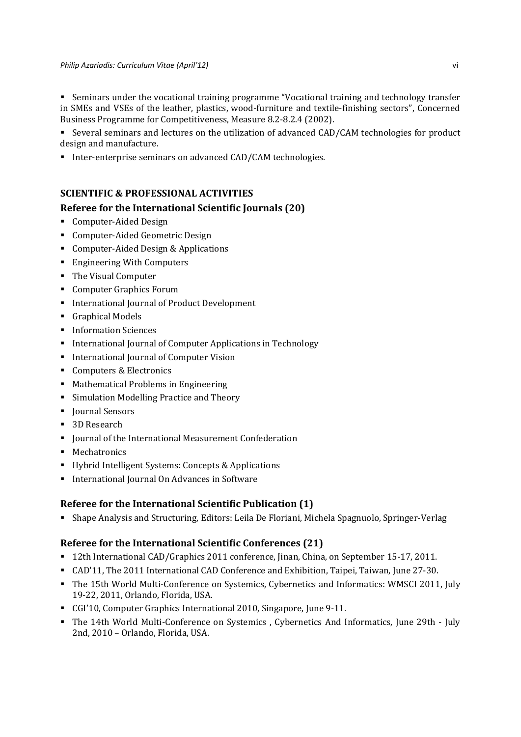- Seminars under the vocational training programme “Vocational training and technology transfer in SMEs and VSEs of the leather, plastics, wood-furniture and textile-finishing sectors”, Concerned Business Programme for Competitiveness, Measure 8.2-8.2.4 (2002).
- Several seminars and lectures on the utilization of advanced CAD/CAM technologies for product design and manufacture.
- Inter-enterprise seminars on advanced CAD/CAM technologies.

## SCIENTIFIC & PROFESSIONAL ACTIVITIES

### Referee for the International Scientific Journals (20)

- Computer-Aided Design
- Computer-Aided Geometric Design
- Computer-Aided Design & Applications
- Engineering With Computers
- The Visual Computer
- Computer Graphics Forum
- International Journal of Product Development
- Graphical Models
- Information Sciences
- International Journal of Computer Applications in Technology
- International Journal of Computer Vision
- Computers & Electronics
- Mathematical Problems in Engineering
- Simulation Modelling Practice and Theory
- Journal Sensors
- 3D Research
- Journal of the International Measurement Confederation
- Mechatronics
- Hybrid Intelligent Systems: Concepts & Applications
- International Journal On Advances in Software

### Referee for the International Scientific Publication (1)

- Shape Analysis and Structuring, Editors: Leila De Floriani, Michela Spagnuolo, Springer-Verlag

### Referee for the International Scientific Conferences (21)

- 12th International CAD/Graphics 2011 conference, Jinan, China, on September 15-17, 2011.
- CAD'11, The 2011 International CAD Conference and Exhibition, Taipei, Taiwan, June 27-30.
- The 15th World Multi-Conference on Systemics, Cybernetics and Informatics: WMSCI 2011, July 19-22, 2011, Orlando, Florida, USA.
- CGI’10, Computer Graphics International 2010, Singapore, June 9-11.
- The 14th World Multi-Conference on Systemics , Cybernetics And Informatics, June 29th - July 2nd, 2010 – Orlando, Florida, USA.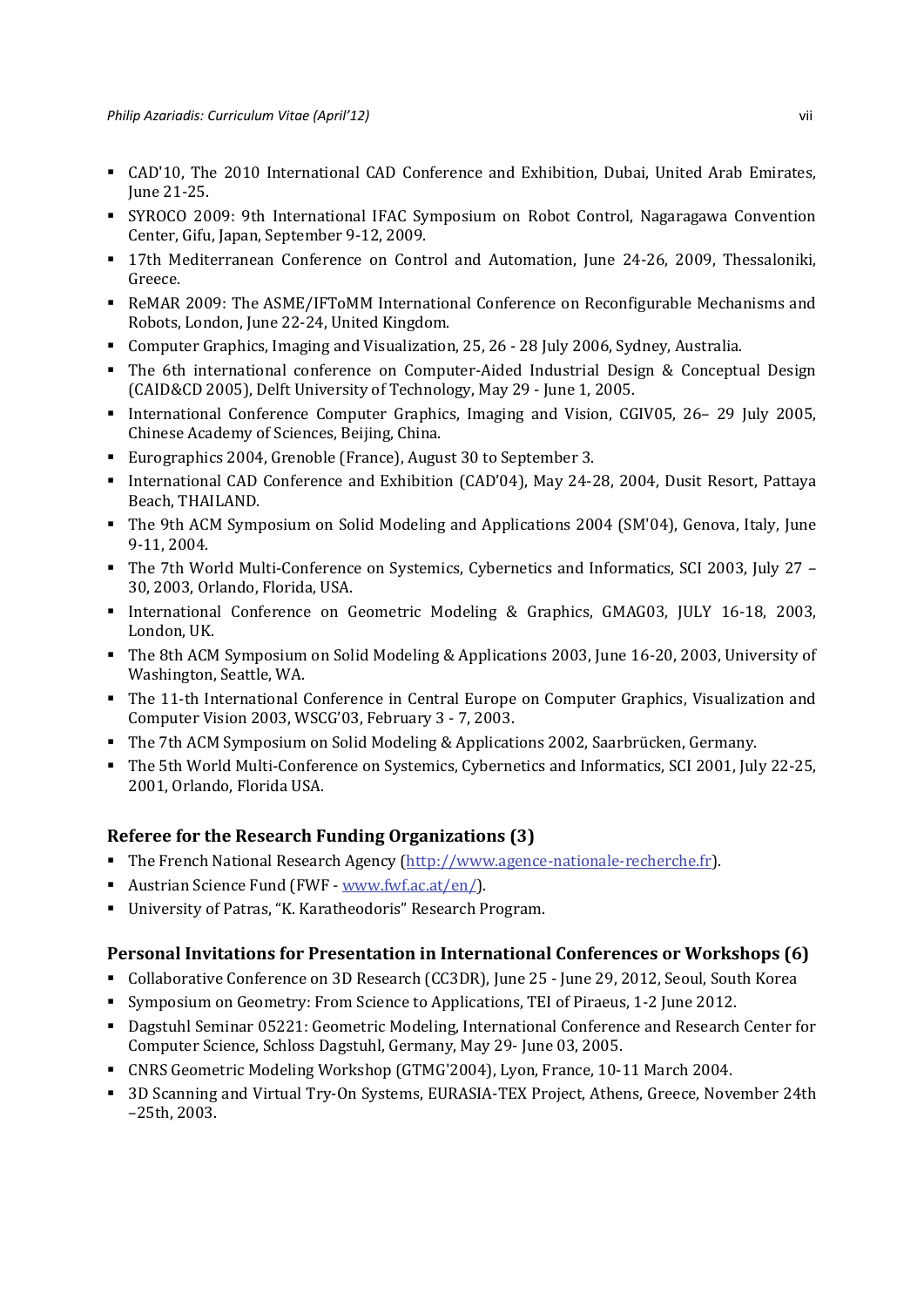- CAD'10, The 2010 International CAD Conference and Exhibition, Dubai, United Arab Emirates, June 21-25.
- SYROCO 2009: 9th International IFAC Symposium on Robot Control, Nagaragawa Convention Center, Gifu, Japan, September 9-12, 2009.
- 17th Mediterranean Conference on Control and Automation, June 24-26, 2009, Thessaloniki, Greece.
- ReMAR 2009: The ASME/IFToMM International Conference on Reconfigurable Mechanisms and Robots, London, June 22-24, United Kingdom.
- Computer Graphics, Imaging and Visualization, 25, 26 - 28 July 2006, Sydney, Australia.
- The 6th international conference on Computer-Aided Industrial Design & Conceptual Design (CAID&CD 2005), Delft University of Technology, May 29 - June 1, 2005.
- International Conference Computer Graphics, Imaging and Vision, CGIV05, 26– 29 July 2005, Chinese Academy of Sciences, Beijing, China.
- Eurographics 2004, Grenoble (France), August 30 to September 3.
- International CAD Conference and Exhibition (CAD'04), May 24-28, 2004, Dusit Resort, Pattaya Beach, THAILAND.
- The 9th ACM Symposium on Solid Modeling and Applications 2004 (SM'04), Genova, Italy, June 9-11, 2004.
- The 7th World Multi-Conference on Systemics, Cybernetics and Informatics, SCI 2003, July 27 – 30, 2003, Orlando, Florida, USA.
- International Conference on Geometric Modeling & Graphics, GMAG03, JULY 16-18, 2003, London, UK.
- The 8th ACM Symposium on Solid Modeling & Applications 2003, June 16-20, 2003, University of Washington, Seattle, WA.
- The 11-th International Conference in Central Europe on Computer Graphics, Visualization and Computer Vision 2003, WSCG'03, February 3 - 7, 2003.
- The 7th ACM Symposium on Solid Modeling & Applications 2002, Saarbrücken, Germany.
- The 5th World Multi-Conference on Systemics, Cybernetics and Informatics, SCI 2001, July 22-25, 2001, Orlando, Florida USA.

### Referee for the Research Funding Organizations (3)

- The French National Research Agency (http://www.agence-nationale-recherche.fr).
- Austrian Science Fund (FWF - www.fwf.ac.at/en/).
- University of Patras, "K. Karatheodoris" Research Program.

### Personal Invitations for Presentation in International Conferences or Workshops (6)

- Collaborative Conference on 3D Research (CC3DR), June 25 - June 29, 2012, Seoul, South Korea
- Symposium on Geometry: From Science to Applications, TEI of Piraeus, 1-2 June 2012.
- Dagstuhl Seminar 05221: Geometric Modeling, International Conference and Research Center for Computer Science, Schloss Dagstuhl, Germany, May 29- June 03, 2005.
- CNRS Geometric Modeling Workshop (GTMG'2004), Lyon, France, 10-11 March 2004.
- 3D Scanning and Virtual Try-On Systems, EURASIA-TEX Project, Athens, Greece, November 24th –25th, 2003.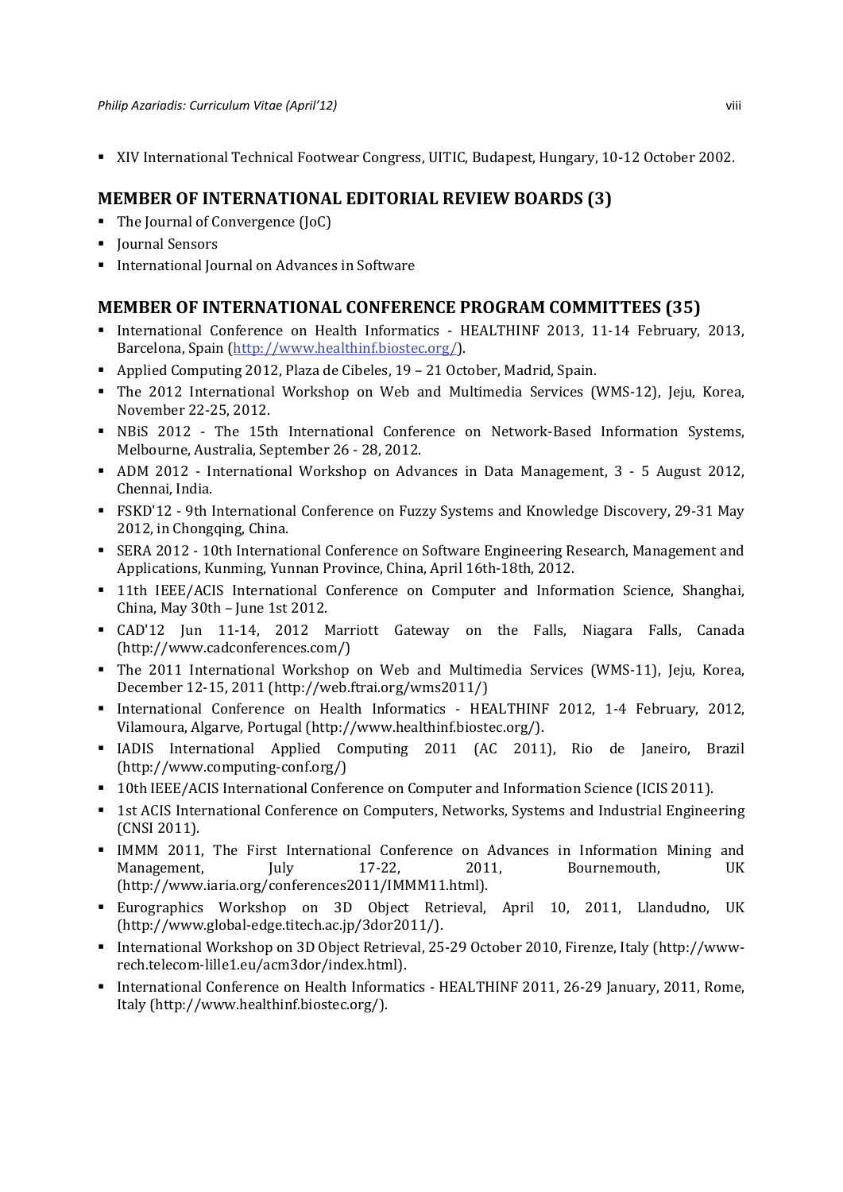- XIV International Technical Footwear Congress, UITIC, Budapest, Hungary, 10-12 October 2002.

## MEMBER OF INTERNATIONAL EDITORIAL REVIEW BOARDS (3)

- The Journal of Convergence (JoC)
- Journal Sensors
- International Journal on Advances in Software

## MEMBER OF INTERNATIONAL CONFERENCE PROGRAM COMMITTEES (35)

- International Conference on Health Informatics - HEALTHINF 2013, 11-14 February, 2013, Barcelona, Spain (http://www.healthinf.biostec.org/).
- Applied Computing 2012, Plaza de Cibeles, 19 – 21 October, Madrid, Spain.
- The 2012 International Workshop on Web and Multimedia Services (WMS-12), Jeju, Korea, November 22-25, 2012.
- NBiS 2012 - The 15th International Conference on Network-Based Information Systems, Melbourne, Australia, September 26 - 28, 2012.
- ADM 2012 - International Workshop on Advances in Data Management, 3 - 5 August 2012, Chennai, India.
- FSKD'12 - 9th International Conference on Fuzzy Systems and Knowledge Discovery, 29-31 May 2012, in Chongqing, China.
- SERA 2012 - 10th International Conference on Software Engineering Research, Management and Applications, Kunming, Yunnan Province, China, April 16th-18th, 2012.
- 11th IEEE/ACIS International Conference on Computer and Information Science, Shanghai, China, May 30th – June 1st 2012.
- CAD'12 Jun 11-14, 2012 Marriott Gateway on the Falls, Niagara Falls, Canada (http://www.cadconferences.com/)
- The 2011 International Workshop on Web and Multimedia Services (WMS-11), Jeju, Korea, December 12-15, 2011 (http://web.ftrai.org/wms2011/)
- International Conference on Health Informatics - HEALTHINF 2012, 1-4 February, 2012, Vilamoura, Algarve, Portugal (http://www.healthinf.biostec.org/).
- IADIS International Applied Computing 2011 (AC 2011), Rio de Janeiro, Brazil (http://www.computing-conf.org/)
- 10th IEEE/ACIS International Conference on Computer and Information Science (ICIS 2011).
- 1st ACIS International Conference on Computers, Networks, Systems and Industrial Engineering (CNSI 2011).
- IMMM 2011, The First International Conference on Advances in Information Mining and Management, July 17-22, 2011, Bournemouth, UK (http://www.iaria.org/conferences2011/IMMM11.html).
- Eurographics Workshop on 3D Object Retrieval, April 10, 2011, Llandudno, UK (http://www.global-edge.titech.ac.jp/3dor2011/).
- International Workshop on 3D Object Retrieval, 25-29 October 2010, Firenze, Italy (http://www-rech.telecom-lille1.eu/acm3dor/index.html).
- International Conference on Health Informatics - HEALTHINF 2011, 26-29 January, 2011, Rome, Italy (http://www.healthinf.biostec.org/).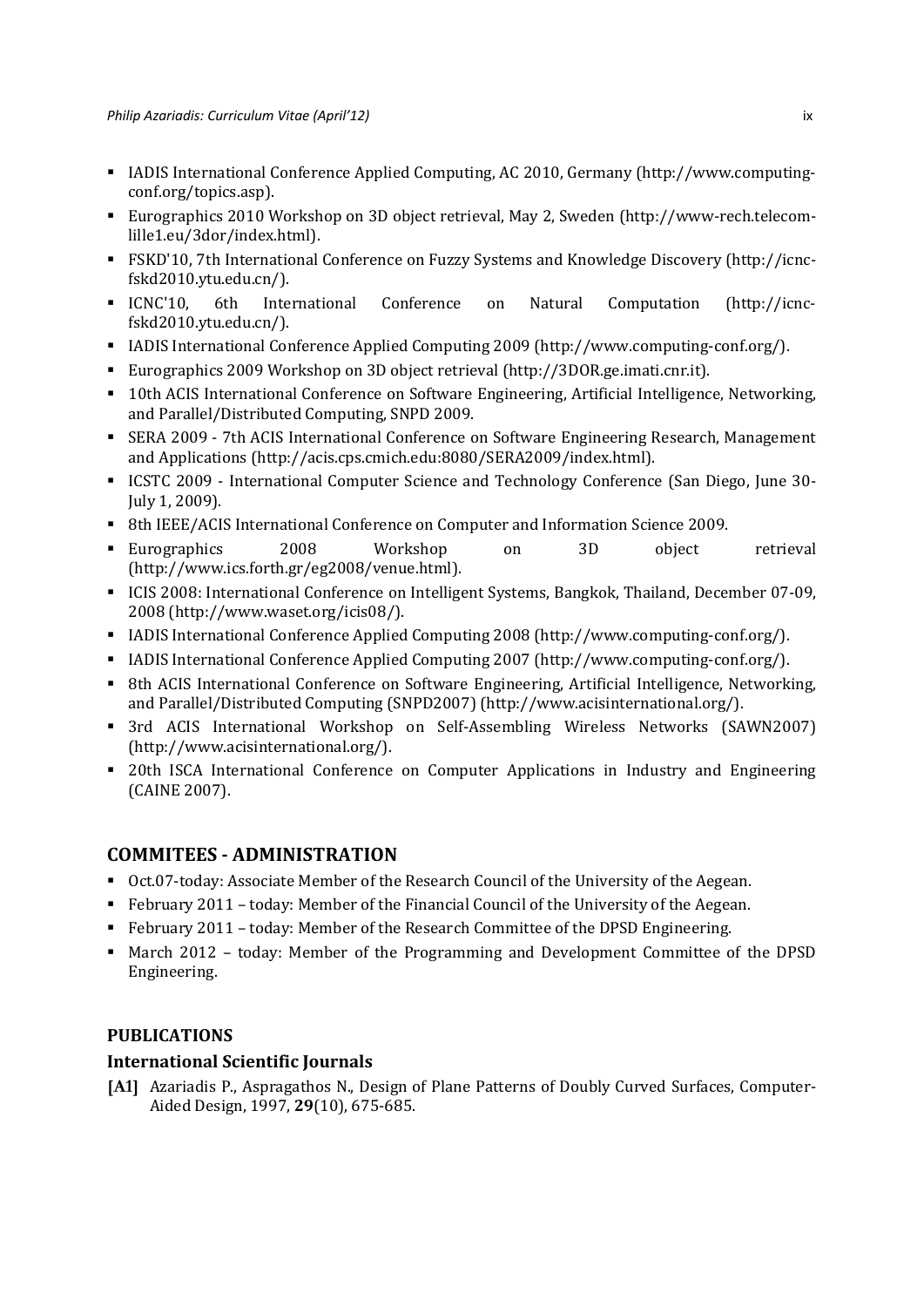- IADIS International Conference Applied Computing, AC 2010, Germany (http://www.computing-conf.org/topics.asp).
- Eurographics 2010 Workshop on 3D object retrieval, May 2, Sweden (http://www-rech.telecom-lille1.eu/3dor/index.html).
- FSKD'10, 7th International Conference on Fuzzy Systems and Knowledge Discovery (http://icnc-fskd2010.ytu.edu.cn/).
- ICNC'10, 6th International Conference on Natural Computation (http://icnc-fskd2010.ytu.edu.cn/).
- IADIS International Conference Applied Computing 2009 (http://www.computing-conf.org/).
- Eurographics 2009 Workshop on 3D object retrieval (http://3DOR.ge.imati.cnr.it).
- 10th ACIS International Conference on Software Engineering, Artificial Intelligence, Networking, and Parallel/Distributed Computing, SNPD 2009.
- SERA 2009 - 7th ACIS International Conference on Software Engineering Research, Management and Applications (http://acis.cps.cmich.edu:8080/SERA2009/index.html).
- ICSTC 2009 - International Computer Science and Technology Conference (San Diego, June 30-July 1, 2009).
- 8th IEEE/ACIS International Conference on Computer and Information Science 2009.
- Eurographics 2008 Workshop on 3D object retrieval (http://www.ics.forth.gr/eg2008/venue.html).
- ICIS 2008: International Conference on Intelligent Systems, Bangkok, Thailand, December 07-09, 2008 (http://www.waset.org/icis08/).
- IADIS International Conference Applied Computing 2008 (http://www.computing-conf.org/).
- IADIS International Conference Applied Computing 2007 (http://www.computing-conf.org/).
- 8th ACIS International Conference on Software Engineering, Artificial Intelligence, Networking, and Parallel/Distributed Computing (SNPD2007) (http://www.acisinternational.org/).
- 3rd ACIS International Workshop on Self-Assembling Wireless Networks (SAWN2007) (http://www.acisinternational.org/).
- 20th ISCA International Conference on Computer Applications in Industry and Engineering (CAINE 2007).

## COMMITEES - ADMINISTRATION

- Oct.07-today: Associate Member of the Research Council of the University of the Aegean.
- February 2011 – today: Member of the Financial Council of the University of the Aegean.
- February 2011 – today: Member of the Research Committee of the DPSD Engineering.
- March 2012 – today: Member of the Programming and Development Committee of the DPSD Engineering.

### PUBLICATIONS

### International Scientific Journals

**[A1]** Azariadis P., Aspragathos N., Design of Plane Patterns of Doubly Curved Surfaces, Computer-Aided Design, 1997, **29**(10), 675-685.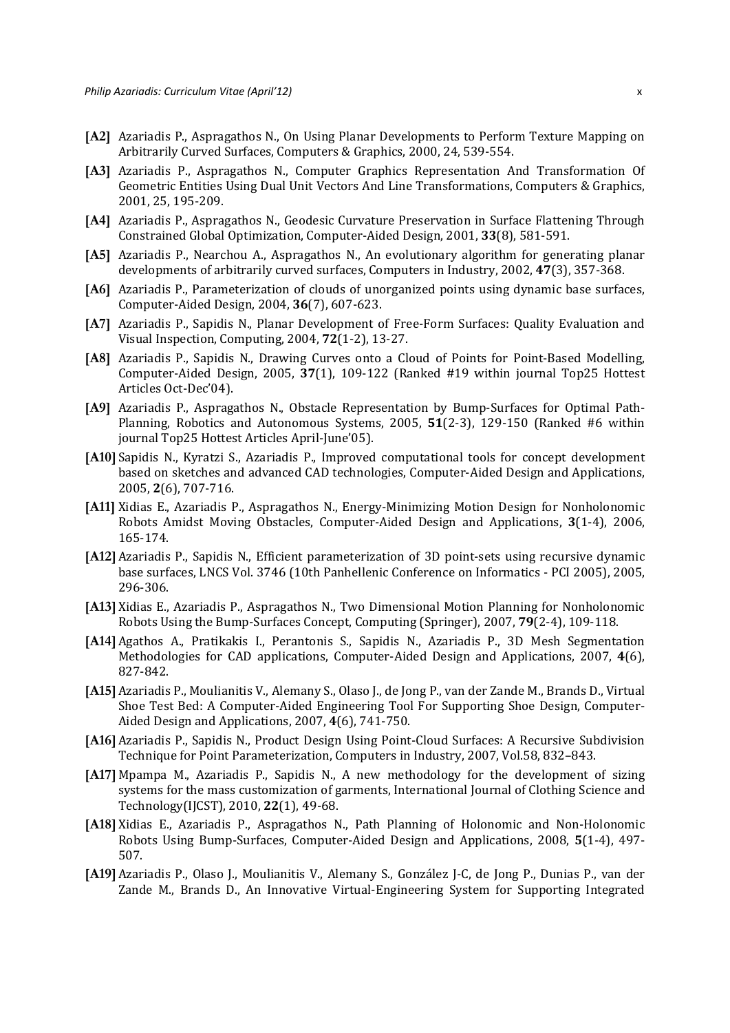- **[A2]** Azariadis P., Aspragathos N., On Using Planar Developments to Perform Texture Mapping on Arbitrarily Curved Surfaces, Computers & Graphics, 2000, 24, 539-554.
- **[A3]** Azariadis P., Aspragathos N., Computer Graphics Representation And Transformation Of Geometric Entities Using Dual Unit Vectors And Line Transformations, Computers & Graphics, 2001, 25, 195-209.
- **[A4]** Azariadis P., Aspragathos N., Geodesic Curvature Preservation in Surface Flattening Through Constrained Global Optimization, Computer-Aided Design, 2001, **33**(8), 581-591.
- **[A5]** Azariadis P., Nearchou A., Aspragathos N., An evolutionary algorithm for generating planar developments of arbitrarily curved surfaces, Computers in Industry, 2002, **47**(3), 357-368.
- **[A6]** Azariadis P., Parameterization of clouds of unorganized points using dynamic base surfaces, Computer-Aided Design, 2004, **36**(7), 607-623.
- **[A7]** Azariadis P., Sapidis N., Planar Development of Free-Form Surfaces: Quality Evaluation and Visual Inspection, Computing, 2004, **72**(1-2), 13-27.
- **[A8]** Azariadis P., Sapidis N., Drawing Curves onto a Cloud of Points for Point-Based Modelling, Computer-Aided Design, 2005, **37**(1), 109-122 (Ranked #19 within journal Top25 Hottest Articles Oct-Dec'04).
- **[A9]** Azariadis P., Aspragathos N., Obstacle Representation by Bump-Surfaces for Optimal Path-Planning, Robotics and Autonomous Systems, 2005, **51**(2-3), 129-150 (Ranked #6 within journal Top25 Hottest Articles April-June'05).
- **[A10]** Sapidis N., Kyratzi S., Azariadis P., Improved computational tools for concept development based on sketches and advanced CAD technologies, Computer-Aided Design and Applications, 2005, **2**(6), 707-716.
- **[A11]** Xidias E., Azariadis P., Aspragathos N., Energy-Minimizing Motion Design for Nonholonomic Robots Amidst Moving Obstacles, Computer-Aided Design and Applications, **3**(1-4), 2006, 165-174.
- **[A12]** Azariadis P., Sapidis N., Efficient parameterization of 3D point-sets using recursive dynamic base surfaces, LNCS Vol. 3746 (10th Panhellenic Conference on Informatics - PCI 2005), 2005, 296-306.
- **[A13]** Xidias E., Azariadis P., Aspragathos N., Two Dimensional Motion Planning for Nonholonomic Robots Using the Bump-Surfaces Concept, Computing (Springer), 2007, **79**(2-4), 109-118.
- **[A14]** Agathos A., Pratikakis I., Perantonis S., Sapidis N., Azariadis P., 3D Mesh Segmentation Methodologies for CAD applications, Computer-Aided Design and Applications, 2007, **4**(6), 827-842.
- **[A15]** Azariadis P., Moulianitis V., Alemany S., Olaso J., de Jong P., van der Zande M., Brands D., Virtual Shoe Test Bed: A Computer-Aided Engineering Tool For Supporting Shoe Design, Computer-Aided Design and Applications, 2007, **4**(6), 741-750.
- **[A16]** Azariadis P., Sapidis N., Product Design Using Point-Cloud Surfaces: A Recursive Subdivision Technique for Point Parameterization, Computers in Industry, 2007, Vol.58, 832–843.
- **[A17]** Mpampa M., Azariadis P., Sapidis N., A new methodology for the development of sizing systems for the mass customization of garments, International Journal of Clothing Science and Technology(IJCST), 2010, **22**(1), 49-68.
- **[A18]** Xidias E., Azariadis P., Aspragathos N., Path Planning of Holonomic and Non-Holonomic Robots Using Bump-Surfaces, Computer-Aided Design and Applications, 2008, **5**(1-4), 497-507.
- **[A19]** Azariadis P., Olaso J., Moulianitis V., Alemany S., González J-C, de Jong P., Dunias P., van der Zande M., Brands D., An Innovative Virtual-Engineering System for Supporting Integrated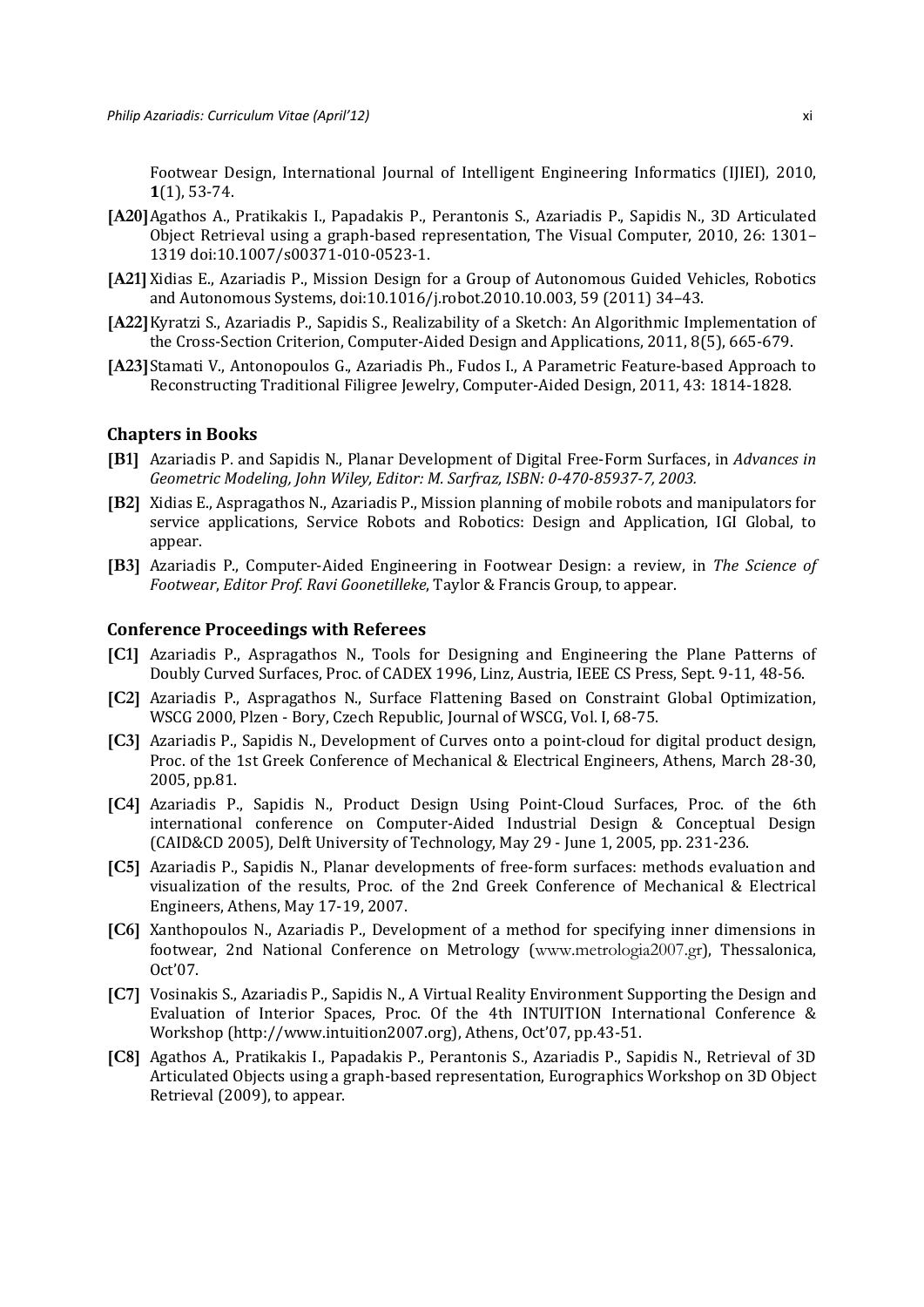Footwear Design, International Journal of Intelligent Engineering Informatics (IJIEI), 2010, **1**(1), 53-74.

**[A20]** Agathos A., Pratikakis I., Papadakis P., Perantonis S., Azariadis P., Sapidis N., 3D Articulated Object Retrieval using a graph-based representation, The Visual Computer, 2010, 26: 1301–1319 doi:10.1007/s00371-010-0523-1.

**[A21]** Xidias E., Azariadis P., Mission Design for a Group of Autonomous Guided Vehicles, Robotics and Autonomous Systems, doi:10.1016/j.robot.2010.10.003, 59 (2011) 34–43.

**[A22]** Kyratzi S., Azariadis P., Sapidis S., Realizability of a Sketch: An Algorithmic Implementation of the Cross-Section Criterion, Computer-Aided Design and Applications, 2011, 8(5), 665-679.

**[A23]** Stamati V., Antonopoulos G., Azariadis Ph., Fudos I., A Parametric Feature-based Approach to Reconstructing Traditional Filigree Jewelry, Computer-Aided Design, 2011, 43: 1814-1828.

### Chapters in Books

**[B1]** Azariadis P. and Sapidis N., Planar Development of Digital Free-Form Surfaces, in *Advances in Geometric Modeling, John Wiley, Editor: M. Sarfraz, ISBN: 0-470-85937-7, 2003.*

**[B2]** Xidias E., Aspragathos N., Azariadis P., Mission planning of mobile robots and manipulators for service applications, Service Robots and Robotics: Design and Application, IGI Global, to appear.

**[B3]** Azariadis P., Computer-Aided Engineering in Footwear Design: a review, in *The Science of Footwear*, *Editor Prof. Ravi Goonetilleke*, Taylor & Francis Group, to appear.

### Conference Proceedings with Referees

**[C1]** Azariadis P., Aspragathos N., Tools for Designing and Engineering the Plane Patterns of Doubly Curved Surfaces, Proc. of CADEX 1996, Linz, Austria, IEEE CS Press, Sept. 9-11, 48-56.

**[C2]** Azariadis P., Aspragathos N., Surface Flattening Based on Constraint Global Optimization, WSCG 2000, Plzen - Bory, Czech Republic, Journal of WSCG, Vol. I, 68-75.

**[C3]** Azariadis P., Sapidis N., Development of Curves onto a point-cloud for digital product design, Proc. of the 1st Greek Conference of Mechanical & Electrical Engineers, Athens, March 28-30, 2005, pp.81.

**[C4]** Azariadis P., Sapidis N., Product Design Using Point-Cloud Surfaces, Proc. of the 6th international conference on Computer-Aided Industrial Design & Conceptual Design (CAID&CD 2005), Delft University of Technology, May 29 - June 1, 2005, pp. 231-236.

**[C5]** Azariadis P., Sapidis N., Planar developments of free-form surfaces: methods evaluation and visualization of the results, Proc. of the 2nd Greek Conference of Mechanical & Electrical Engineers, Athens, May 17-19, 2007.

**[C6]** Xanthopoulos N., Azariadis P., Development of a method for specifying inner dimensions in footwear, 2nd National Conference on Metrology (www.metrologia2007.gr), Thessalonica, Oct'07.

**[C7]** Vosinakis S., Azariadis P., Sapidis N., A Virtual Reality Environment Supporting the Design and Evaluation of Interior Spaces, Proc. Of the 4th INTUITION International Conference & Workshop (http://www.intuition2007.org), Athens, Oct'07, pp.43-51.

**[C8]** Agathos A., Pratikakis I., Papadakis P., Perantonis S., Azariadis P., Sapidis N., Retrieval of 3D Articulated Objects using a graph-based representation, Eurographics Workshop on 3D Object Retrieval (2009), to appear.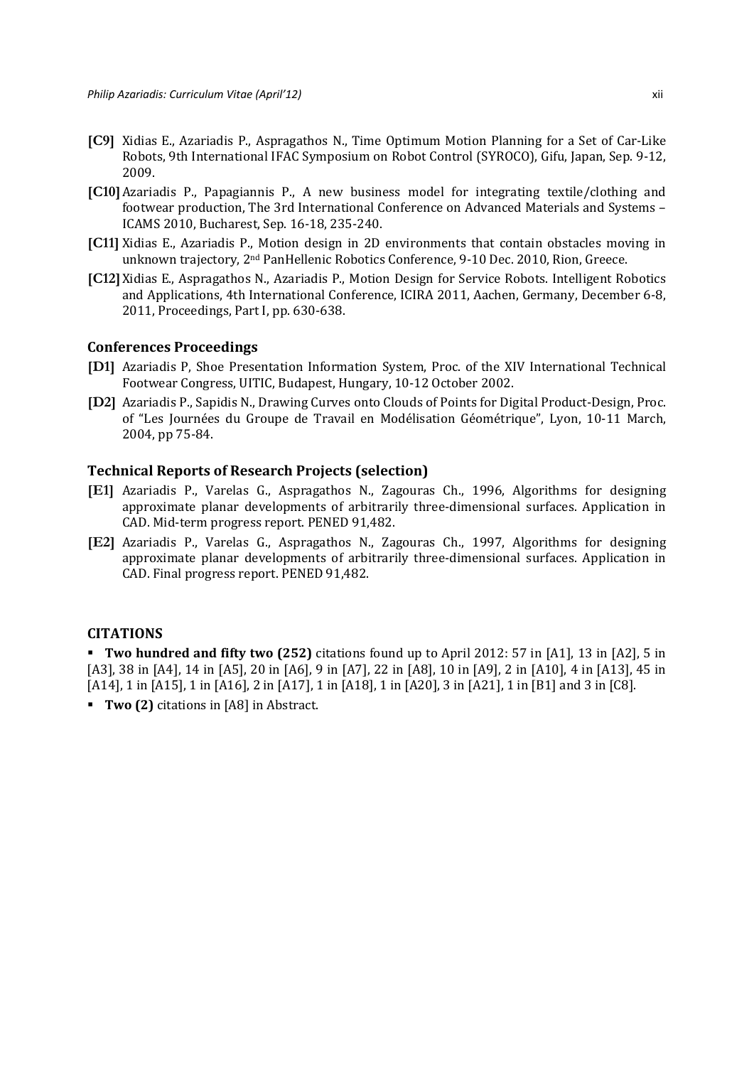**[C9]** Xidias E., Azariadis P., Aspragathos N., Time Optimum Motion Planning for a Set of Car-Like Robots, 9th International IFAC Symposium on Robot Control (SYROCO), Gifu, Japan, Sep. 9-12, 2009.

**[C10]** Azariadis P., Papagiannis P., A new business model for integrating textile/clothing and footwear production, The 3rd International Conference on Advanced Materials and Systems – ICAMS 2010, Bucharest, Sep. 16-18, 235-240.

**[C11]** Xidias E., Azariadis P., Motion design in 2D environments that contain obstacles moving in unknown trajectory, 2nd PanHellenic Robotics Conference, 9-10 Dec. 2010, Rion, Greece.

**[C12]** Xidias E., Aspragathos N., Azariadis P., Motion Design for Service Robots. Intelligent Robotics and Applications, 4th International Conference, ICIRA 2011, Aachen, Germany, December 6-8, 2011, Proceedings, Part I, pp. 630-638.

### Conferences Proceedings

**[D1]** Azariadis P, Shoe Presentation Information System, Proc. of the XIV International Technical Footwear Congress, UITIC, Budapest, Hungary, 10-12 October 2002.

**[D2]** Azariadis P., Sapidis N., Drawing Curves onto Clouds of Points for Digital Product-Design, Proc. of "Les Journées du Groupe de Travail en Modélisation Géométrique", Lyon, 10-11 March, 2004, pp 75-84.

### Technical Reports of Research Projects (selection)

**[E1]** Azariadis P., Varelas G., Aspragathos N., Zagouras Ch., 1996, Algorithms for designing approximate planar developments of arbitrarily three-dimensional surfaces. Application in CAD. Mid-term progress report. PENED 91,482.

**[E2]** Azariadis P., Varelas G., Aspragathos N., Zagouras Ch., 1997, Algorithms for designing approximate planar developments of arbitrarily three-dimensional surfaces. Application in CAD. Final progress report. PENED 91,482.

## CITATIONS

- **Two hundred and fifty two (252)** citations found up to April 2012: 57 in [A1], 13 in [A2], 5 in [A3], 38 in [A4], 14 in [A5], 20 in [A6], 9 in [A7], 22 in [A8], 10 in [A9], 2 in [A10], 4 in [A13], 45 in [A14], 1 in [A15], 1 in [A16], 2 in [A17], 1 in [A18], 1 in [A20], 3 in [A21], 1 in [B1] and 3 in [C8].
- **Two (2)** citations in [A8] in Abstract.